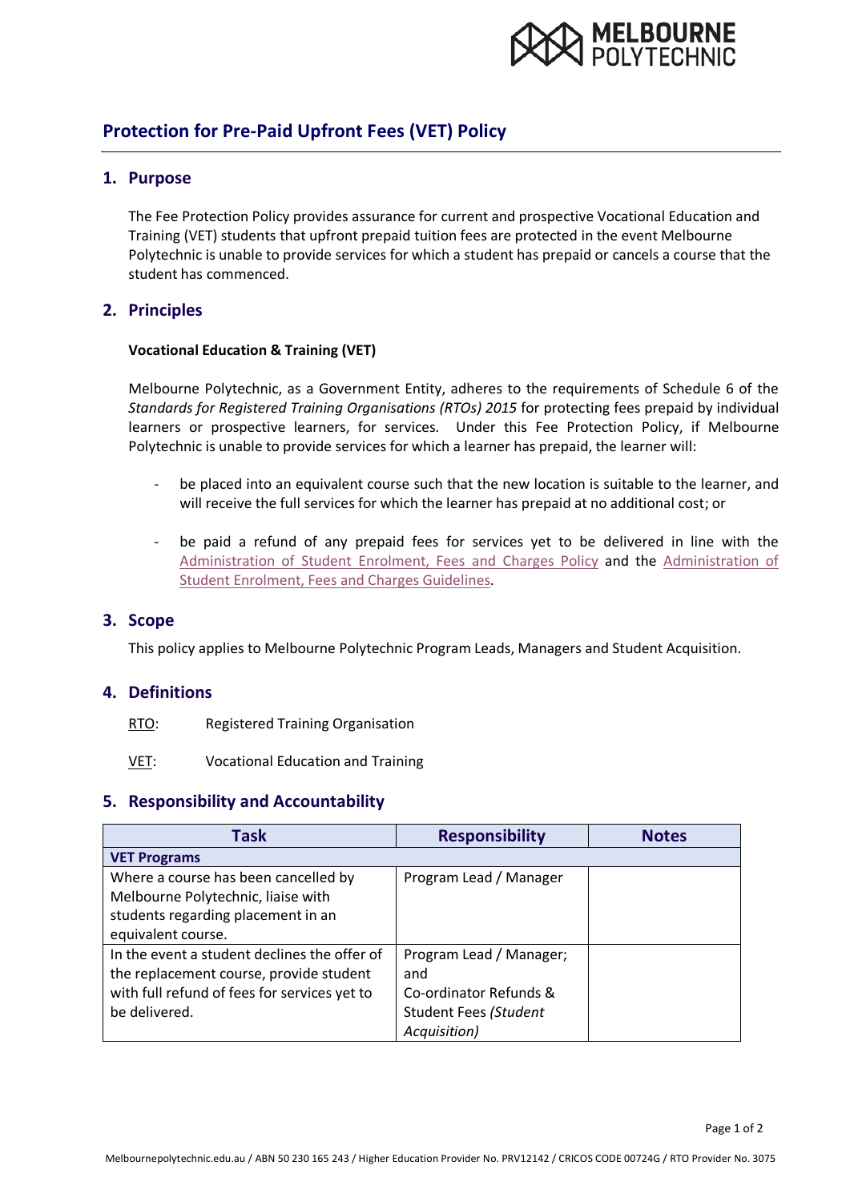# Protection for Pre-Paid Upfront Fees (VET) Policy

## 1. Purpose

The Fee Protection Policy provides assurance for current and prospective Vocational Education and Training (VET) students that upfront prepaid tuition fees are protected in the event Melbourne Polytechnic is unable to provide services for which a student has prepaid or cancels a course that the student has commenced.

## 2. Principles

**Vocational Education & Training (VET)**

Melbourne Polytechnic, as a Government Entity, adheres to the requirements of Schedule 6 of the *Standards for Registered Training Organisations (RTOs) 2015* for protecting fees prepaid by individual learners or prospective learners, for services. Under this Fee Protection Policy, if Melbourne Polytechnic is unable to provide services for which a learner has prepaid, the learner will:

- be placed into an equivalent course such that the new location is suitable to the learner, and will receive the full services for which the learner has prepaid at no additional cost; or
- be paid a refund of any prepaid fees for services yet to be delivered in line with the Administration of Student Enrolment, Fees and Charges Policy and the Administration of Student Enrolment, Fees and Charges Guidelines.

## 3. Scope

This policy applies to Melbourne Polytechnic Program Leads, Managers and Student Acquisition.

## 4. Definitions

RTO: Registered Training Organisation

VET: Vocational Education and Training

## 5. Responsibility and Accountability

| Task | Responsibility | Notes |
|---|---|---|
| **VET Programs** | | |
| Where a course has been cancelled by Melbourne Polytechnic, liaise with students regarding placement in an equivalent course. | Program Lead / Manager | |
| In the event a student declines the offer of the replacement course, provide student with full refund of fees for services yet to be delivered. | Program Lead / Manager; and Co-ordinator Refunds & Student Fees *(Student Acquisition)* | |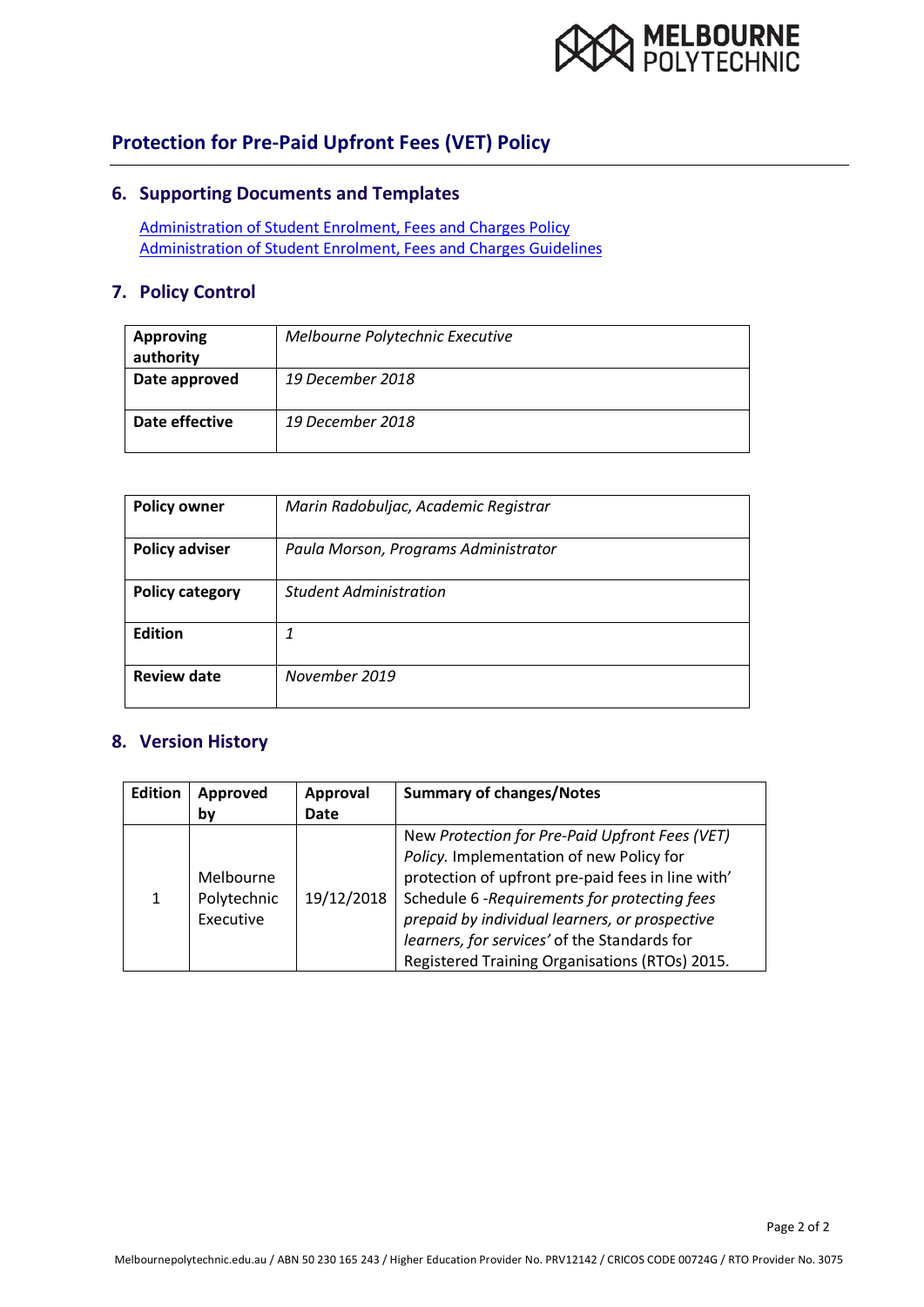## Protection for Pre-Paid Upfront Fees (VET) Policy

## 6. Supporting Documents and Templates

Administration of Student Enrolment, Fees and Charges Policy
Administration of Student Enrolment, Fees and Charges Guidelines

## 7. Policy Control

| | |
|---|---|
| **Approving authority** | *Melbourne Polytechnic Executive* |
| **Date approved** | *19 December 2018* |
| **Date effective** | *19 December 2018* |

| | |
|---|---|
| **Policy owner** | *Marin Radobuljac, Academic Registrar* |
| **Policy adviser** | *Paula Morson, Programs Administrator* |
| **Policy category** | *Student Administration* |
| **Edition** | *1* |
| **Review date** | *November 2019* |

## 8. Version History

| Edition | Approved by | Approval Date | Summary of changes/Notes |
|---|---|---|---|
| 1 | Melbourne Polytechnic Executive | 19/12/2018 | New *Protection for Pre-Paid Upfront Fees (VET) Policy.* Implementation of new Policy for protection of upfront pre-paid fees in line with' Schedule 6 -*Requirements for protecting fees prepaid by individual learners, or prospective learners, for services'* of the Standards for Registered Training Organisations (RTOs) 2015. |

Melbournepolytechnic.edu.au / ABN 50 230 165 243 / Higher Education Provider No. PRV12142 / CRICOS CODE 00724G / RTO Provider No. 3075